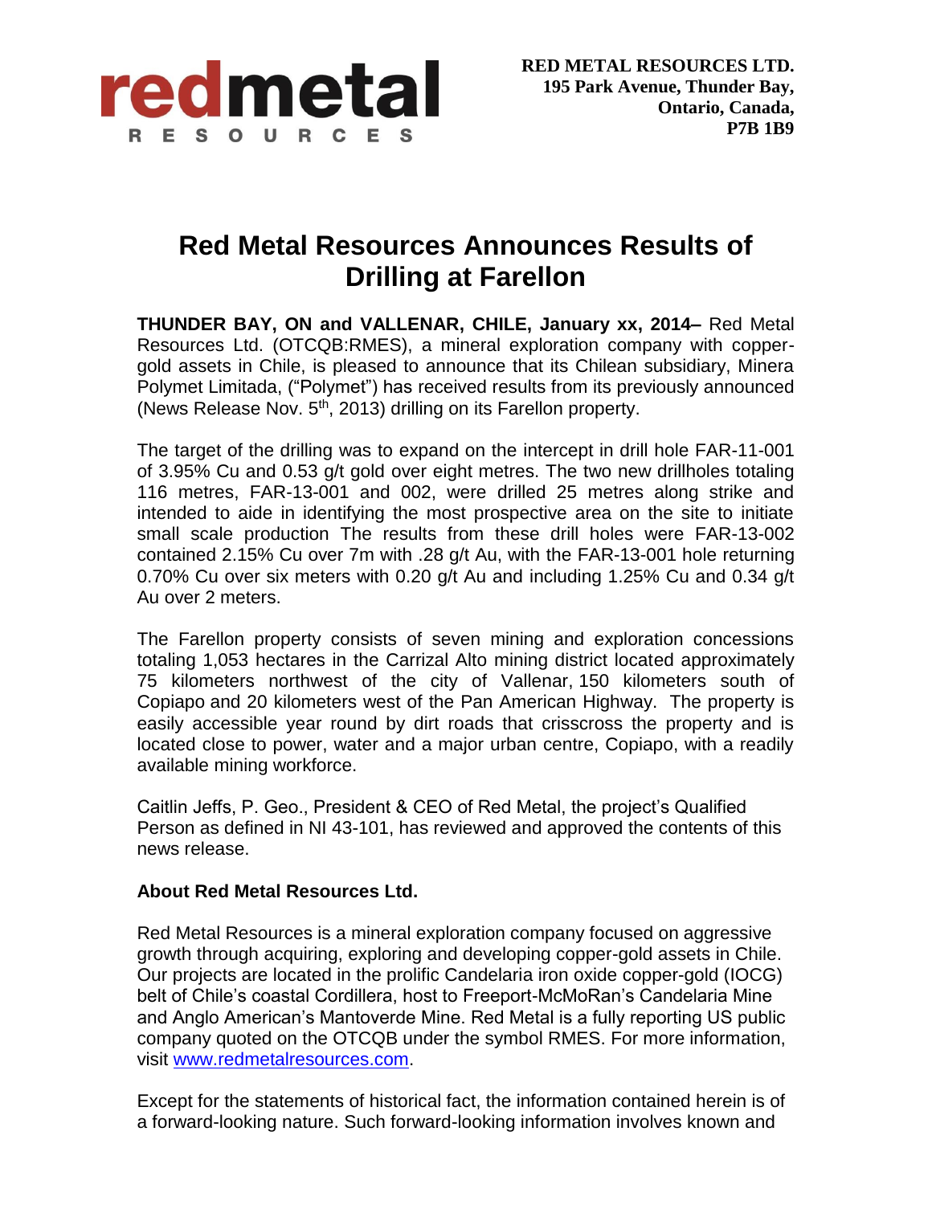**RED METAL RESOURCES LTD.**
**195 Park Avenue, Thunder Bay,**
**Ontario, Canada,**
**P7B 1B9**

# Red Metal Resources Announces Results of Drilling at Farellon

**THUNDER BAY, ON and VALLENAR, CHILE, January xx, 2014–** Red Metal Resources Ltd. (OTCQB:RMES), a mineral exploration company with copper-gold assets in Chile, is pleased to announce that its Chilean subsidiary, Minera Polymet Limitada, ("Polymet") has received results from its previously announced (News Release Nov. 5th, 2013) drilling on its Farellon property.

The target of the drilling was to expand on the intercept in drill hole FAR-11-001 of 3.95% Cu and 0.53 g/t gold over eight metres. The two new drillholes totaling 116 metres, FAR-13-001 and 002, were drilled 25 metres along strike and intended to aide in identifying the most prospective area on the site to initiate small scale production The results from these drill holes were FAR-13-002 contained 2.15% Cu over 7m with .28 g/t Au, with the FAR-13-001 hole returning 0.70% Cu over six meters with 0.20 g/t Au and including 1.25% Cu and 0.34 g/t Au over 2 meters.

The Farellon property consists of seven mining and exploration concessions totaling 1,053 hectares in the Carrizal Alto mining district located approximately 75 kilometers northwest of the city of Vallenar, 150 kilometers south of Copiapo and 20 kilometers west of the Pan American Highway. The property is easily accessible year round by dirt roads that crisscross the property and is located close to power, water and a major urban centre, Copiapo, with a readily available mining workforce.

Caitlin Jeffs, P. Geo., President & CEO of Red Metal, the project's Qualified Person as defined in NI 43-101, has reviewed and approved the contents of this news release.

### About Red Metal Resources Ltd.

Red Metal Resources is a mineral exploration company focused on aggressive growth through acquiring, exploring and developing copper-gold assets in Chile. Our projects are located in the prolific Candelaria iron oxide copper-gold (IOCG) belt of Chile's coastal Cordillera, host to Freeport-McMoRan's Candelaria Mine and Anglo American's Mantoverde Mine. Red Metal is a fully reporting US public company quoted on the OTCQB under the symbol RMES. For more information, visit www.redmetalresources.com.

Except for the statements of historical fact, the information contained herein is of a forward-looking nature. Such forward-looking information involves known and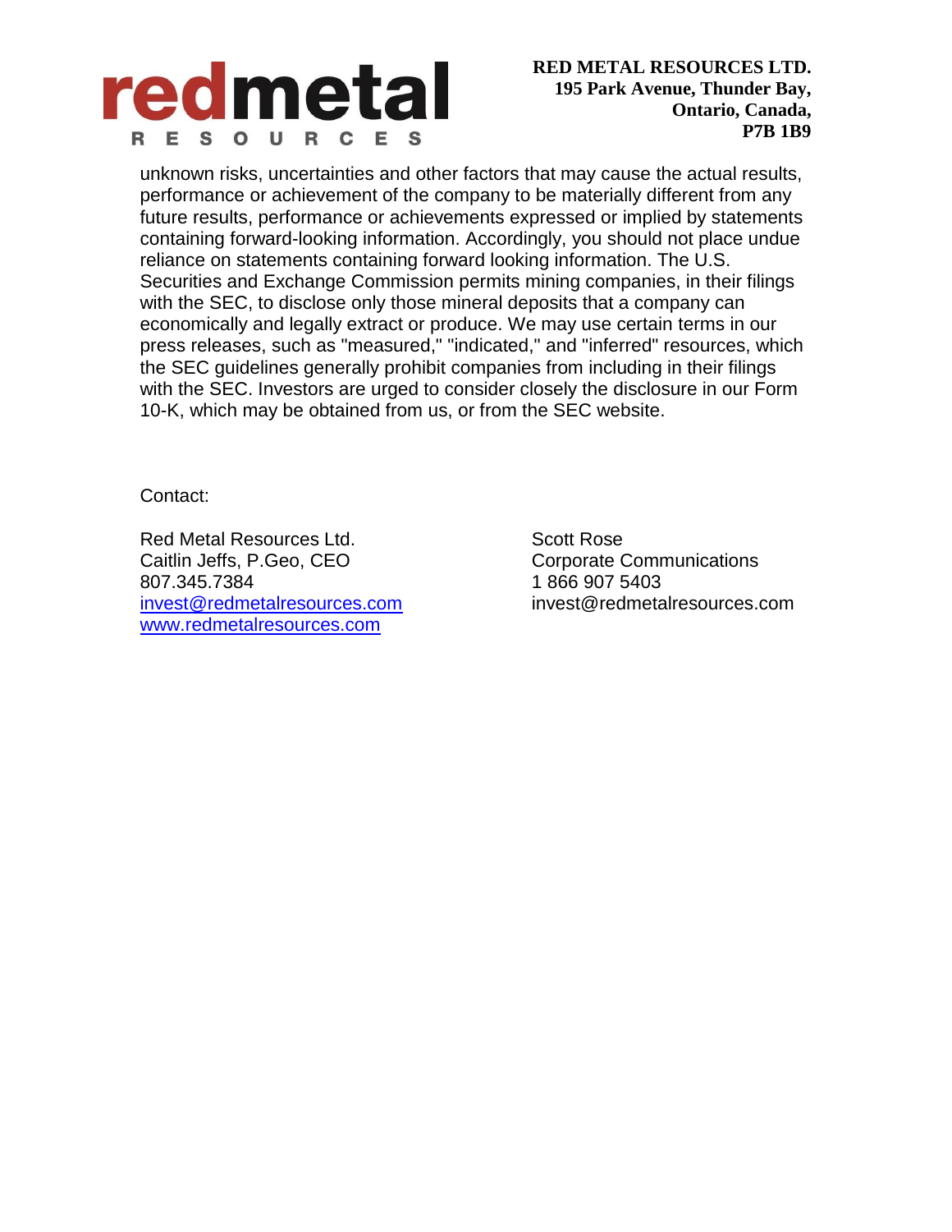**RED METAL RESOURCES LTD.**
**195 Park Avenue, Thunder Bay,**
**Ontario, Canada,**
**P7B 1B9**

unknown risks, uncertainties and other factors that may cause the actual results, performance or achievement of the company to be materially different from any future results, performance or achievements expressed or implied by statements containing forward-looking information. Accordingly, you should not place undue reliance on statements containing forward looking information. The U.S. Securities and Exchange Commission permits mining companies, in their filings with the SEC, to disclose only those mineral deposits that a company can economically and legally extract or produce. We may use certain terms in our press releases, such as "measured," "indicated," and "inferred" resources, which the SEC guidelines generally prohibit companies from including in their filings with the SEC. Investors are urged to consider closely the disclosure in our Form 10-K, which may be obtained from us, or from the SEC website.

Contact:

Red Metal Resources Ltd.
Caitlin Jeffs, P.Geo, CEO
807.345.7384
invest@redmetalresources.com
www.redmetalresources.com

Scott Rose
Corporate Communications
1 866 907 5403
invest@redmetalresources.com